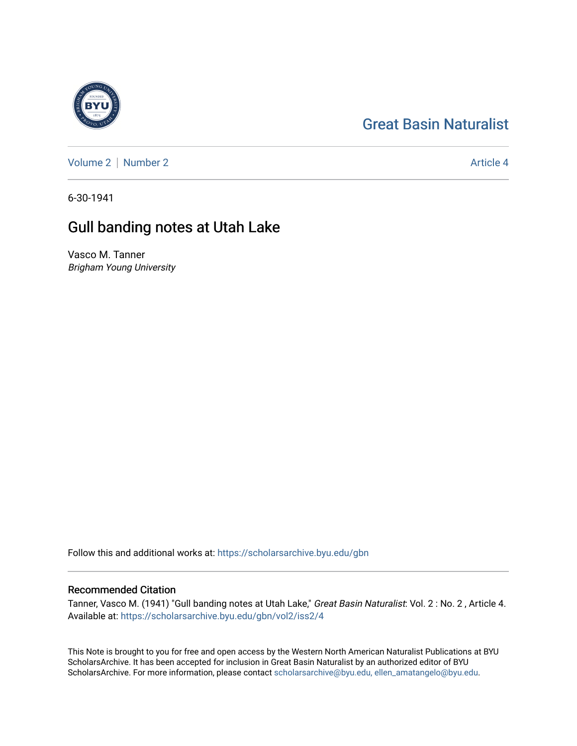Great Basin Naturalist

Volume 2 | Number 2 Article 4

6-30-1941

# Gull banding notes at Utah Lake

Vasco M. Tanner
*Brigham Young University*

Follow this and additional works at: https://scholarsarchive.byu.edu/gbn

## Recommended Citation

Tanner, Vasco M. (1941) "Gull banding notes at Utah Lake," *Great Basin Naturalist*: Vol. 2 : No. 2 , Article 4.
Available at: https://scholarsarchive.byu.edu/gbn/vol2/iss2/4

This Note is brought to you for free and open access by the Western North American Naturalist Publications at BYU ScholarsArchive. It has been accepted for inclusion in Great Basin Naturalist by an authorized editor of BYU ScholarsArchive. For more information, please contact scholarsarchive@byu.edu, ellen_amatangelo@byu.edu.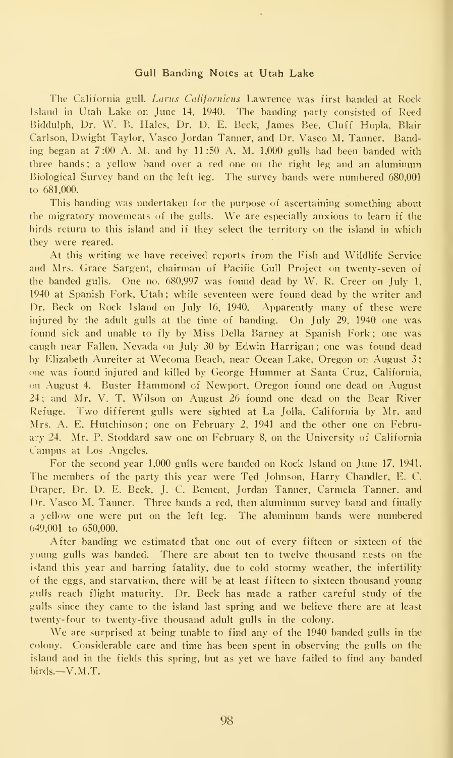## Gull Banding Notes at Utah Lake

The California gull, *Larus Californicus* Lawrence was first banded at Rock Island in Utah Lake on June 14, 1940. The banding party consisted of Reed Biddulph, Dr. W. B. Hales, Dr. D. E. Beck, James Bee, Cluff Hopla, Blair Carlson, Dwight Taylor, Vasco Jordan Tanner, and Dr. Vasco M. Tanner. Banding began at 7:00 A. M. and by 11:50 A. M. 1,000 gulls had been banded with three bands; a yellow band over a red one on the right leg and an aluminum Biological Survey band on the left leg. The survey bands were numbered 680,001 to 681,000.

This banding was undertaken for the purpose of ascertaining something about the migratory movements of the gulls. We are especially anxious to learn if the birds return to this island and if they select the territory on the island in which they were reared.

At this writing we have received reports from the Fish and Wildlife Service and Mrs. Grace Sargent, chairman of Pacific Gull Project on twenty-seven of the banded gulls. One no. 680,997 was found dead by W. R. Creer on July 1, 1940 at Spanish Fork, Utah; while seventeen were found dead by the writer and Dr. Beck on Rock Island on July 16, 1940. Apparently many of these were injured by the adult gulls at the time of banding. On July 29, 1940 one was found sick and unable to fly by Miss Della Barney at Spanish Fork; one was caugh near Fallen, Nevada on July 30 by Edwin Harrigan; one was found dead by Elizabeth Aureiter at Wecoma Beach, near Ocean Lake, Oregon on August 3; one was found injured and killed by George Hummer at Santa Cruz, California, on August 4. Buster Hammond of Newport, Oregon found one dead on August 24; and Mr. V. T. Wilson on August 26 found one dead on the Bear River Refuge. Two different gulls were sighted at La Jolla, California by Mr. and Mrs. A. E. Hutchinson; one on February 2, 1941 and the other one on February 24. Mr. P. Stoddard saw one on February 8, on the University of California Campus at Los Angeles.

For the second year 1,000 gulls were banded on Rock Island on June 17, 1941. The members of the party this year were Ted Johnson, Harry Chandler, E. C. Draper, Dr. D. E. Beck, J. C. Bement, Jordan Tanner, Carmela Tanner, and Dr. Vasco M. Tanner. Three bands a red, then aluminum survey band and finally a yellow one were put on the left leg. The aluminum bands were numbered 649,001 to 650,000.

After banding we estimated that one out of every fifteen or sixteen of the young gulls was banded. There are about ten to twelve thousand nests on the island this year and barring fatality, due to cold stormy weather, the infertility of the eggs, and starvation, there will be at least fifteen to sixteen thousand young gulls reach flight maturity. Dr. Beck has made a rather careful study of the gulls since they came to the island last spring and we believe there are at least twenty-four to twenty-five thousand adult gulls in the colony.

We are surprised at being unable to find any of the 1940 banded gulls in the colony. Considerable care and time has been spent in observing the gulls on the island and in the fields this spring, but as yet we have failed to find any banded birds.—V.M.T.